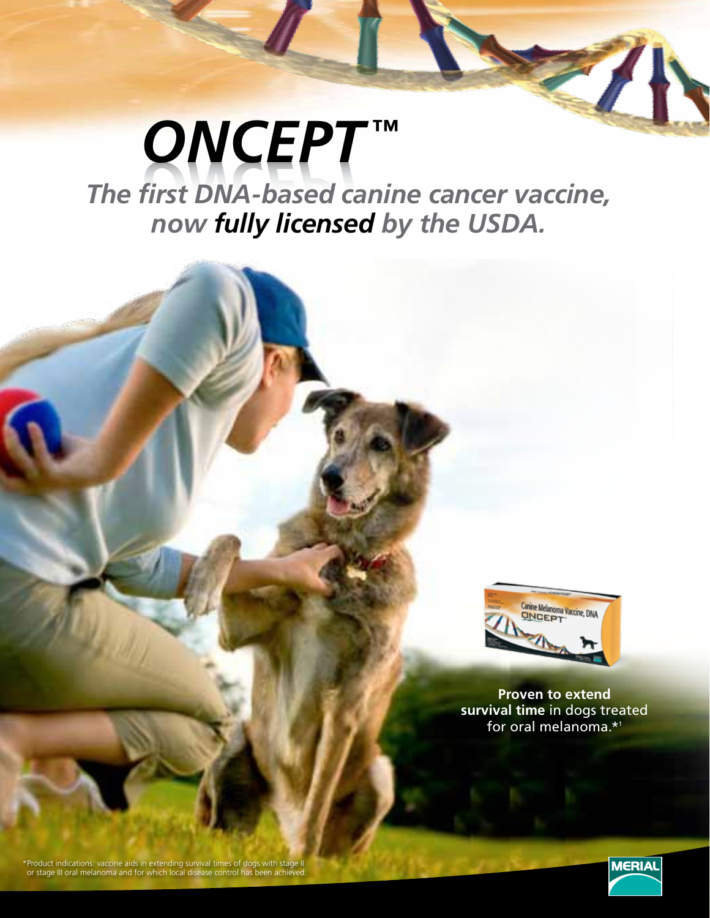# *ONCEPT™*

## *The first DNA-based canine cancer vaccine, now **fully licensed** by the USDA.*

**Proven to extend survival time** in dogs treated for oral melanoma.*[1]

*Product indications: vaccine aids in extending survival times of dogs with stage II or stage III oral melanoma and for which local disease control has been achieved.

MERIAL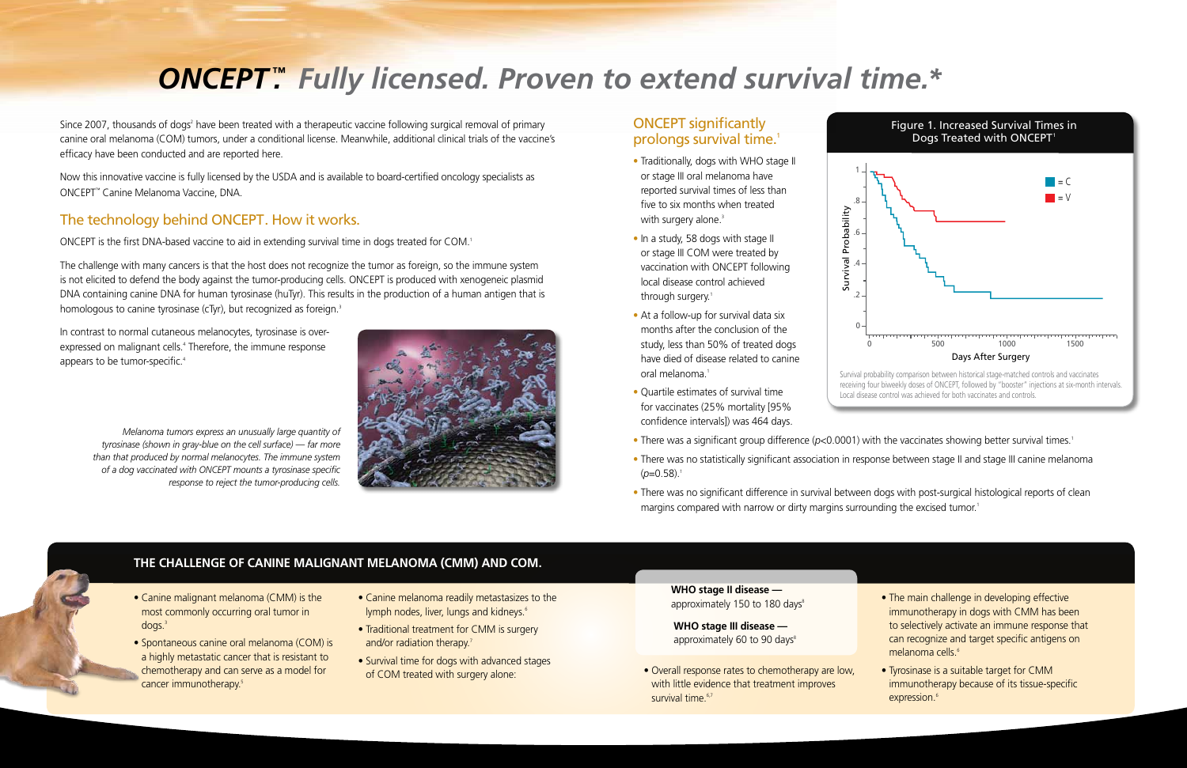# *ONCEPT™. Fully licensed. Proven to extend survival time.**

Since 2007, thousands of dogs[2] have been treated with a therapeutic vaccine following surgical removal of primary canine oral melanoma (COM) tumors, under a conditional license. Meanwhile, additional clinical trials of the vaccine's efficacy have been conducted and are reported here.

Now this innovative vaccine is fully licensed by the USDA and is available to board-certified oncology specialists as ONCEPT™ Canine Melanoma Vaccine, DNA.

## The technology behind ONCEPT. How it works.

ONCEPT is the first DNA-based vaccine to aid in extending survival time in dogs treated for COM.[1]

The challenge with many cancers is that the host does not recognize the tumor as foreign, so the immune system is not elicited to defend the body against the tumor-producing cells. ONCEPT is produced with xenogeneic plasmid DNA containing canine DNA for human tyrosinase (huTyr). This results in the production of a human antigen that is homologous to canine tyrosinase (cTyr), but recognized as foreign.[3]

In contrast to normal cutaneous melanocytes, tyrosinase is over-expressed on malignant cells.[4] Therefore, the immune response appears to be tumor-specific.[4]

*Melanoma tumors express an unusually large quantity of tyrosinase (shown in gray-blue on the cell surface) — far more than that produced by normal melanocytes. The immune system of a dog vaccinated with ONCEPT mounts a tyrosinase specific response to reject the tumor-producing cells.*

## ONCEPT significantly prolongs survival time.[1]

- Traditionally, dogs with WHO stage II or stage III oral melanoma have reported survival times of less than five to six months when treated with surgery alone.[3]
- In a study, 58 dogs with stage II or stage III COM were treated by vaccination with ONCEPT following local disease control achieved through surgery.[1]
- At a follow-up for survival data six months after the conclusion of the study, less than 50% of treated dogs have died of disease related to canine oral melanoma.[1]
- Quartile estimates of survival time for vaccinates (25% mortality [95% confidence intervals]) was 464 days.
- There was a significant group difference ($p<0.0001$) with the vaccinates showing better survival times.[1]
- There was no statistically significant association in response between stage II and stage III canine melanoma ($p=0.58$).[1]
- There was no significant difference in survival between dogs with post-surgical histological reports of clean margins compared with narrow or dirty margins surrounding the excised tumor.[1]

**Figure 1. Increased Survival Times in Dogs Treated with ONCEPT[1]**

Survival probability comparison between historical stage-matched controls and vaccinates receiving four biweekly doses of ONCEPT, followed by "booster" injections at six-month intervals. Local disease control was achieved for both vaccinates and controls.

## THE CHALLENGE OF CANINE MALIGNANT MELANOMA (CMM) AND COM.

- Canine malignant melanoma (CMM) is the most commonly occurring oral tumor in dogs.[3]
- Spontaneous canine oral melanoma (COM) is a highly metastatic cancer that is resistant to chemotherapy and can serve as a model for cancer immunotherapy.[5]
- Canine melanoma readily metastasizes to the lymph nodes, liver, lungs and kidneys.[6]
- Traditional treatment for CMM is surgery and/or radiation therapy.[7]
- Survival time for dogs with advanced stages of COM treated with surgery alone:

**WHO stage II disease —** approximately 150 to 180 days[8]

**WHO stage III disease —** approximately 60 to 90 days[8]

- Overall response rates to chemotherapy are low, with little evidence that treatment improves survival time.[6,7]
- The main challenge in developing effective immunotherapy in dogs with CMM has been to selectively activate an immune response that can recognize and target specific antigens on melanoma cells.[6]
- Tyrosinase is a suitable target for CMM immunotherapy because of its tissue-specific expression.[6]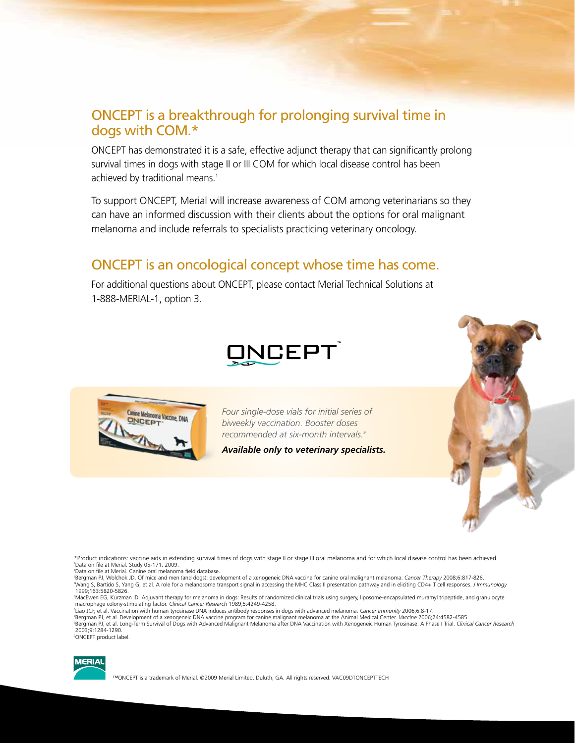## ONCEPT is a breakthrough for prolonging survival time in dogs with COM.*

ONCEPT has demonstrated it is a safe, effective adjunct therapy that can significantly prolong survival times in dogs with stage II or III COM for which local disease control has been achieved by traditional means.[1]

To support ONCEPT, Merial will increase awareness of COM among veterinarians so they can have an informed discussion with their clients about the options for oral malignant melanoma and include referrals to specialists practicing veterinary oncology.

## ONCEPT is an oncological concept whose time has come.

For additional questions about ONCEPT, please contact Merial Technical Solutions at 1-888-MERIAL-1, option 3.

ONCEPT™

*Four single-dose vials for initial series of biweekly vaccination. Booster doses recommended at six-month intervals.[9]*

***Available only to veterinary specialists.***

*Product indications: vaccine aids in extending survival times of dogs with stage II or stage III oral melanoma and for which local disease control has been achieved.

[1]Data on file at Merial. Study 05-171. 2009.

[2]Data on file at Merial. Canine oral melanoma field database.

[3]Bergman PJ, Wolchok JD. Of mice and men (and dogs): development of a xenogeneic DNA vaccine for canine oral malignant melanoma. *Cancer Therapy* 2008;6:817-826.

[4]Wang S, Bartido S, Yang G, et al. A role for a melanosome transport signal in accessing the MHC Class II presentation pathway and in eliciting CD4+ T cell responses. *J Immunology* 1999;163:5820-5826.

[5]MacEwen EG, Kurzman ID. Adjuvant therapy for melanoma in dogs: Results of randomized clinical trials using surgery, liposome-encapsulated muramyl tripeptide, and granulocyte macrophage colony-stimulating factor. *Clinical Cancer Research* 1989;5:4249-4258.

[6]Liao JCF, et al. Vaccination with human tyrosinase DNA induces antibody responses in dogs with advanced melanoma. *Cancer Immunity* 2006;6:8-17.

[7]Bergman PJ, et al. Development of a xenogeneic DNA vaccine program for canine malignant melanoma at the Animal Medical Center. *Vaccine* 2006;24:4582-4585.

[8]Bergman PJ, et al. Long-Term Survival of Dogs with Advanced Malignant Melanoma after DNA Vaccination with Xenogeneic Human Tyrosinase: A Phase I Trial. *Clinical Cancer Research* 2003;9:1284-1290.

[9]ONCEPT product label.

MERIAL

™ONCEPT is a trademark of Merial. ©2009 Merial Limited. Duluth, GA. All rights reserved. VAC09DTONCEPTTECH